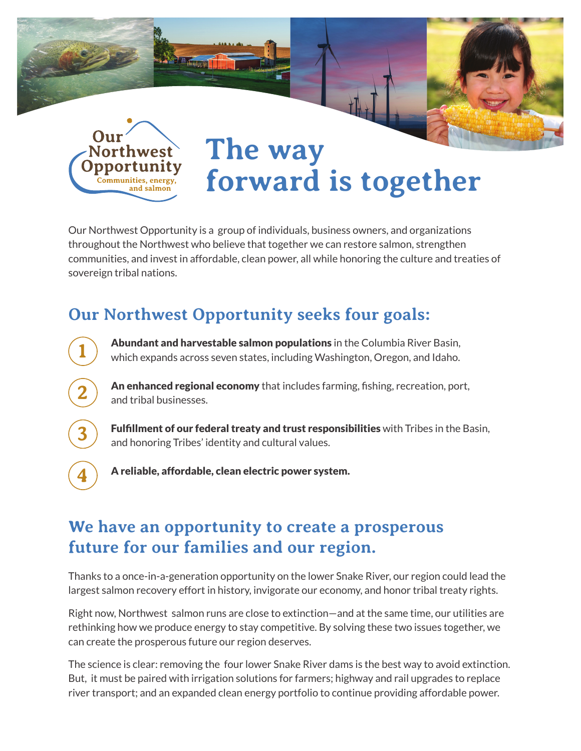Our Northwest Opportunity
Communities, energy, and salmon

# The way forward is together

Our Northwest Opportunity is a group of individuals, business owners, and organizations throughout the Northwest who believe that together we can restore salmon, strengthen communities, and invest in affordable, clean power, all while honoring the culture and treaties of sovereign tribal nations.

## Our Northwest Opportunity seeks four goals:

1. **Abundant and harvestable salmon populations** in the Columbia River Basin, which expands across seven states, including Washington, Oregon, and Idaho.
2. **An enhanced regional economy** that includes farming, fishing, recreation, port, and tribal businesses.
3. **Fulfillment of our federal treaty and trust responsibilities** with Tribes in the Basin, and honoring Tribes' identity and cultural values.
4. **A reliable, affordable, clean electric power system.**

## We have an opportunity to create a prosperous future for our families and our region.

Thanks to a once-in-a-generation opportunity on the lower Snake River, our region could lead the largest salmon recovery effort in history, invigorate our economy, and honor tribal treaty rights.

Right now, Northwest salmon runs are close to extinction—and at the same time, our utilities are rethinking how we produce energy to stay competitive. By solving these two issues together, we can create the prosperous future our region deserves.

The science is clear: removing the four lower Snake River dams is the best way to avoid extinction. But, it must be paired with irrigation solutions for farmers; highway and rail upgrades to replace river transport; and an expanded clean energy portfolio to continue providing affordable power.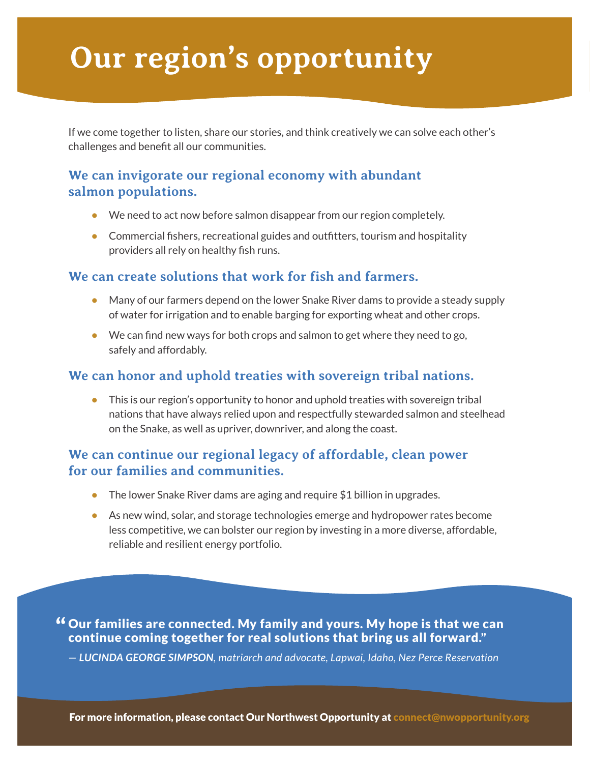# Our region's opportunity

If we come together to listen, share our stories, and think creatively we can solve each other's challenges and benefit all our communities.

## We can invigorate our regional economy with abundant salmon populations.

- We need to act now before salmon disappear from our region completely.
- Commercial fishers, recreational guides and outfitters, tourism and hospitality providers all rely on healthy fish runs.

## We can create solutions that work for fish and farmers.

- Many of our farmers depend on the lower Snake River dams to provide a steady supply of water for irrigation and to enable barging for exporting wheat and other crops.
- We can find new ways for both crops and salmon to get where they need to go, safely and affordably.

## We can honor and uphold treaties with sovereign tribal nations.

- This is our region's opportunity to honor and uphold treaties with sovereign tribal nations that have always relied upon and respectfully stewarded salmon and steelhead on the Snake, as well as upriver, downriver, and along the coast.

## We can continue our regional legacy of affordable, clean power for our families and communities.

- The lower Snake River dams are aging and require $1 billion in upgrades.
- As new wind, solar, and storage technologies emerge and hydropower rates become less competitive, we can bolster our region by investing in a more diverse, affordable, reliable and resilient energy portfolio.

> **"Our families are connected. My family and yours. My hope is that we can continue coming together for real solutions that bring us all forward."**
>
> *— **LUCINDA GEORGE SIMPSON**, matriarch and advocate, Lapwai, Idaho, Nez Perce Reservation*

**For more information, please contact Our Northwest Opportunity at connect@nwopportunity.org**